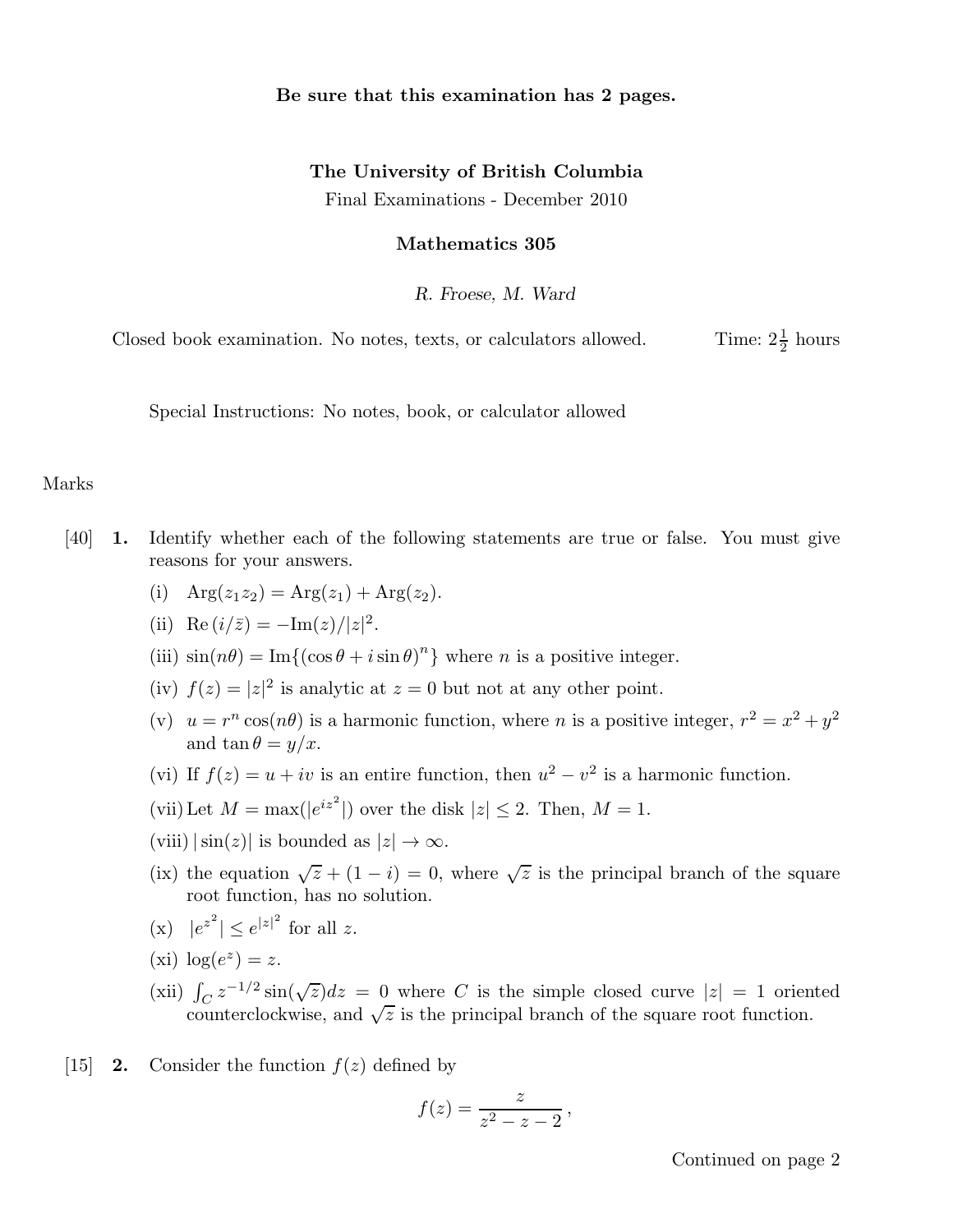**Be sure that this examination has 2 pages.**

**The University of British Columbia**

Final Examinations - December 2010

**Mathematics 305**

*R. Froese, M. Ward*

Closed book examination. No notes, texts, or calculators allowed. Time: $2\frac{1}{2}$ hours

Special Instructions: No notes, book, or calculator allowed

Marks

[40] **1.** Identify whether each of the following statements are true or false. You must give reasons for your answers.

(i) $\text{Arg}(z_1 z_2) = \text{Arg}(z_1) + \text{Arg}(z_2)$.

(ii) $\text{Re}\,(i/\bar{z}) = -\text{Im}(z)/|z|^2$.

(iii) $\sin(n\theta) = \text{Im}\{(\cos\theta + i\sin\theta)^n\}$ where $n$ is a positive integer.

(iv) $f(z) = |z|^2$ is analytic at $z = 0$ but not at any other point.

(v) $u = r^n \cos(n\theta)$ is a harmonic function, where $n$ is a positive integer, $r^2 = x^2 + y^2$ and $\tan\theta = y/x$.

(vi) If $f(z) = u + iv$ is an entire function, then $u^2 - v^2$ is a harmonic function.

(vii) Let $M = \max(|e^{iz^2}|)$ over the disk $|z| \leq 2$. Then, $M = 1$.

(viii) $|\sin(z)|$ is bounded as $|z| \to \infty$.

(ix) the equation $\sqrt{z} + (1 - i) = 0$, where $\sqrt{z}$ is the principal branch of the square root function, has no solution.

(x) $|e^{z^2}| \leq e^{|z|^2}$ for all $z$.

(xi) $\log(e^z) = z$.

(xii) $\int_C z^{-1/2} \sin(\sqrt{z}) dz = 0$ where $C$ is the simple closed curve $|z| = 1$ oriented counterclockwise, and $\sqrt{z}$ is the principal branch of the square root function.

[15] **2.** Consider the function $f(z)$ defined by

$$f(z) = \frac{z}{z^2 - z - 2}\,,$$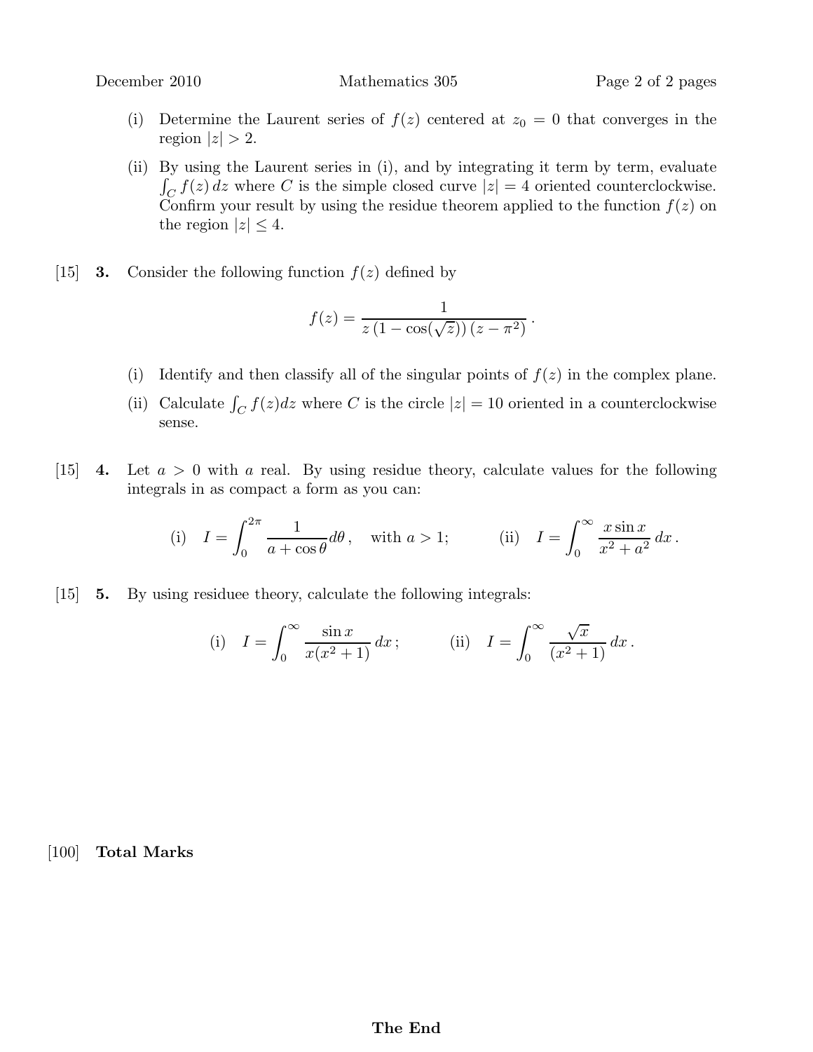(i) Determine the Laurent series of $f(z)$ centered at $z_0 = 0$ that converges in the region $|z| > 2$.

(ii) By using the Laurent series in (i), and by integrating it term by term, evaluate $\int_C f(z)\,dz$ where $C$ is the simple closed curve $|z| = 4$ oriented counterclockwise. Confirm your result by using the residue theorem applied to the function $f(z)$ on the region $|z| \leq 4$.

[15] **3.** Consider the following function $f(z)$ defined by

$$f(z) = \frac{1}{z\,(1 - \cos(\sqrt{z}))\,(z - \pi^2)}\,.$$

(i) Identify and then classify all of the singular points of $f(z)$ in the complex plane.

(ii) Calculate $\int_C f(z)dz$ where $C$ is the circle $|z| = 10$ oriented in a counterclockwise sense.

[15] **4.** Let $a > 0$ with $a$ real. By using residue theory, calculate values for the following integrals in as compact a form as you can:

$$\text{(i)} \quad I = \int_0^{2\pi} \frac{1}{a + \cos\theta} d\theta\,, \quad \text{with } a > 1; \qquad \text{(ii)} \quad I = \int_0^{\infty} \frac{x \sin x}{x^2 + a^2}\,dx\,.$$

[15] **5.** By using residuee theory, calculate the following integrals:

$$\text{(i)} \quad I = \int_0^{\infty} \frac{\sin x}{x(x^2 + 1)}\,dx\,; \qquad \text{(ii)} \quad I = \int_0^{\infty} \frac{\sqrt{x}}{(x^2 + 1)}\,dx\,.$$

[100] **Total Marks**

**The End**